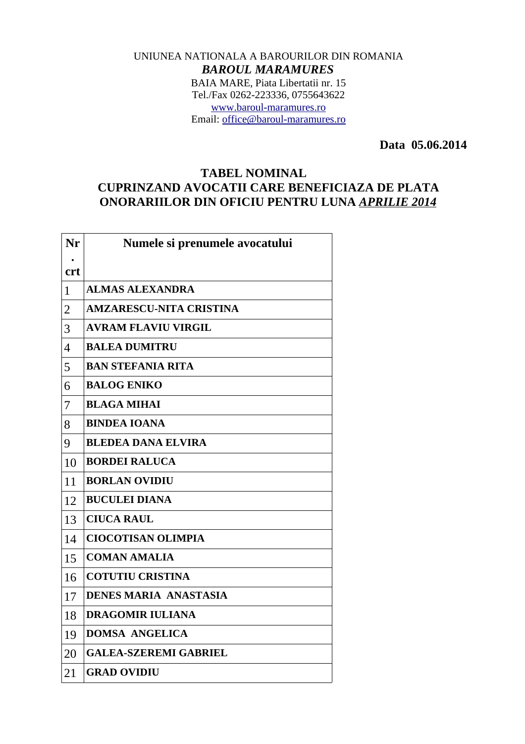UNIUNEA NATIONALA A BAROURILOR DIN ROMANIA

***BAROUL MARAMURES***

BAIA MARE, Piata Libertatii nr. 15
Tel./Fax 0262-223336, 0755643622
www.baroul-maramures.ro
Email: office@baroul-maramures.ro

**Data 05.06.2014**

## TABEL NOMINAL
## CUPRINZAND AVOCATII CARE BENEFICIAZA DE PLATA ONORARIILOR DIN OFICIU PENTRU LUNA ***APRILIE 2014***

| Nr. crt | Numele si prenumele avocatului |
|---|---|
| 1 | **ALMAS ALEXANDRA** |
| 2 | **AMZARESCU-NITA CRISTINA** |
| 3 | **AVRAM FLAVIU VIRGIL** |
| 4 | **BALEA DUMITRU** |
| 5 | **BAN STEFANIA RITA** |
| 6 | **BALOG ENIKO** |
| 7 | **BLAGA MIHAI** |
| 8 | **BINDEA IOANA** |
| 9 | **BLEDEA DANA ELVIRA** |
| 10 | **BORDEI RALUCA** |
| 11 | **BORLAN OVIDIU** |
| 12 | **BUCULEI DIANA** |
| 13 | **CIUCA RAUL** |
| 14 | **CIOCOTISAN OLIMPIA** |
| 15 | **COMAN AMALIA** |
| 16 | **COTUTIU CRISTINA** |
| 17 | **DENES MARIA ANASTASIA** |
| 18 | **DRAGOMIR IULIANA** |
| 19 | **DOMSA ANGELICA** |
| 20 | **GALEA-SZEREMI GABRIEL** |
| 21 | **GRAD OVIDIU** |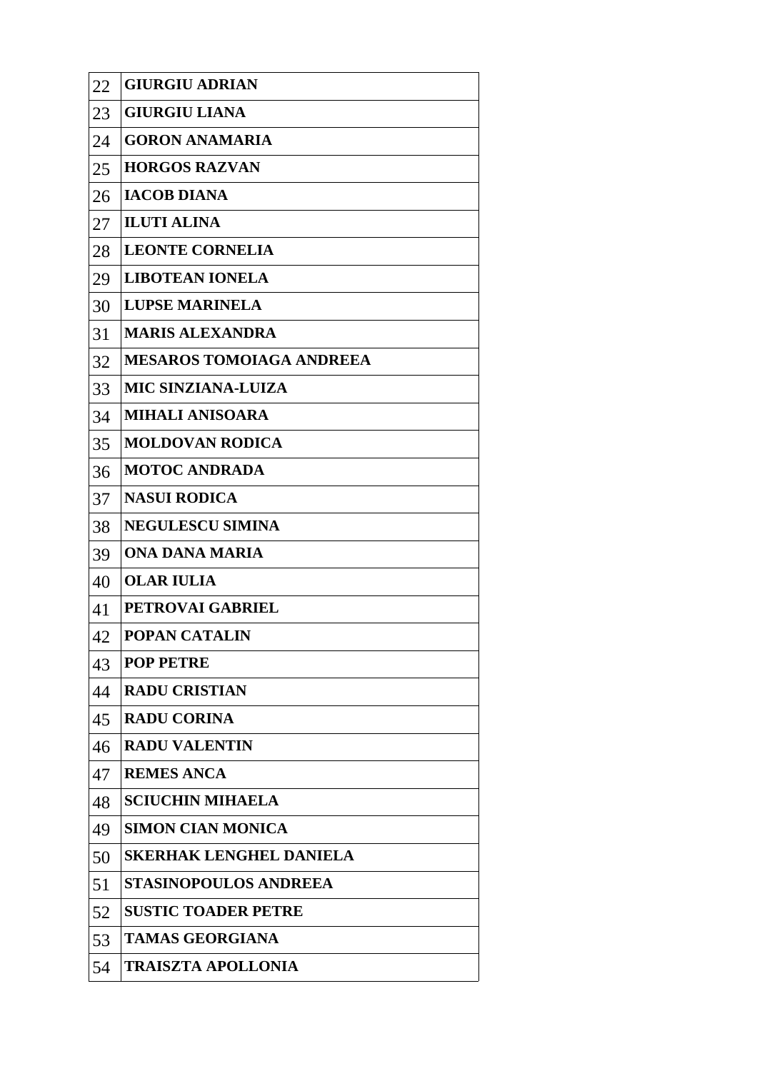| | |
|---|---|
| 22 | **GIURGIU ADRIAN** |
| 23 | **GIURGIU LIANA** |
| 24 | **GORON ANAMARIA** |
| 25 | **HORGOS RAZVAN** |
| 26 | **IACOB DIANA** |
| 27 | **ILUTI ALINA** |
| 28 | **LEONTE CORNELIA** |
| 29 | **LIBOTEAN IONELA** |
| 30 | **LUPSE MARINELA** |
| 31 | **MARIS ALEXANDRA** |
| 32 | **MESAROS TOMOIAGA ANDREEA** |
| 33 | **MIC SINZIANA-LUIZA** |
| 34 | **MIHALI ANISOARA** |
| 35 | **MOLDOVAN RODICA** |
| 36 | **MOTOC ANDRADA** |
| 37 | **NASUI RODICA** |
| 38 | **NEGULESCU SIMINA** |
| 39 | **ONA DANA MARIA** |
| 40 | **OLAR IULIA** |
| 41 | **PETROVAI GABRIEL** |
| 42 | **POPAN CATALIN** |
| 43 | **POP PETRE** |
| 44 | **RADU CRISTIAN** |
| 45 | **RADU CORINA** |
| 46 | **RADU VALENTIN** |
| 47 | **REMES ANCA** |
| 48 | **SCIUCHIN MIHAELA** |
| 49 | **SIMON CIAN MONICA** |
| 50 | **SKERHAK LENGHEL DANIELA** |
| 51 | **STASINOPOULOS ANDREEA** |
| 52 | **SUSTIC TOADER PETRE** |
| 53 | **TAMAS GEORGIANA** |
| 54 | **TRAISZTA APOLLONIA** |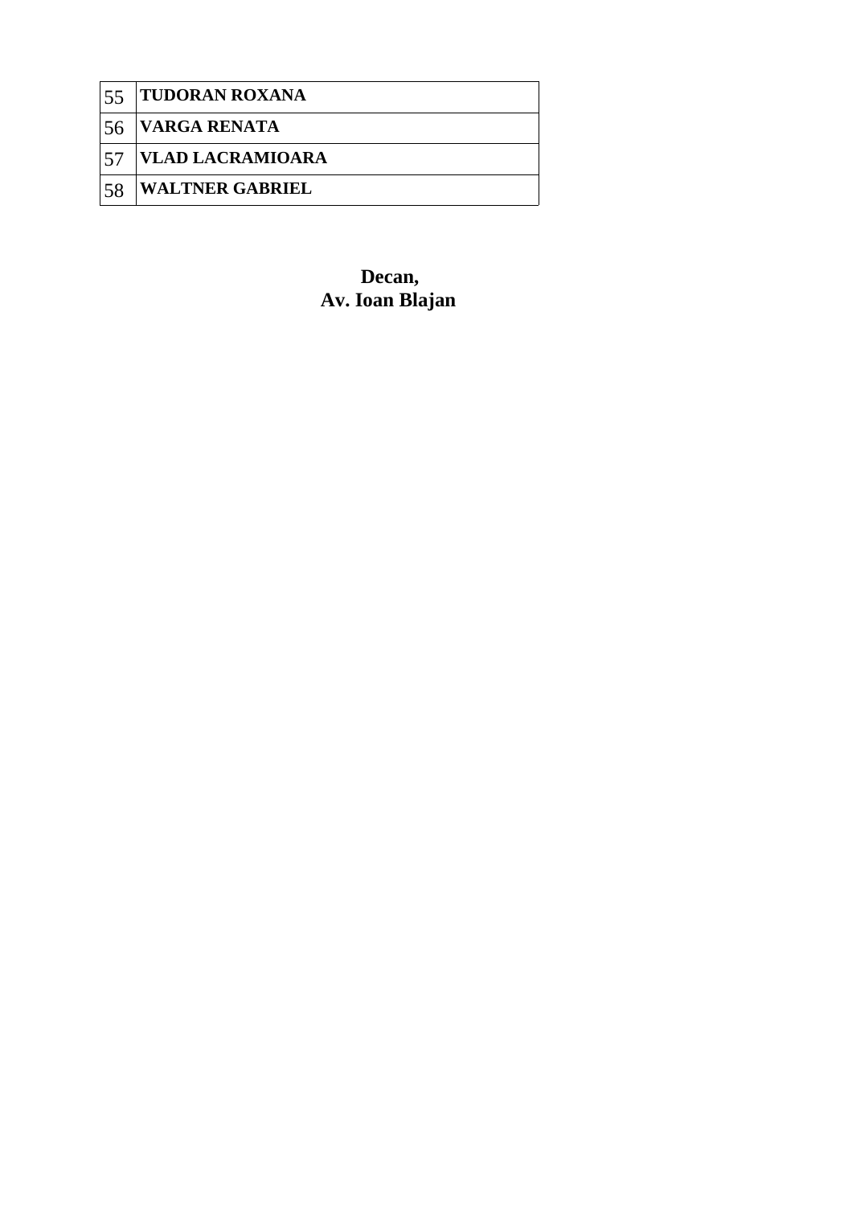| | |
|---|---|
| 55 | **TUDORAN ROXANA** |
| 56 | **VARGA RENATA** |
| 57 | **VLAD LACRAMIOARA** |
| 58 | **WALTNER GABRIEL** |

**Decan,**
**Av. Ioan Blajan**